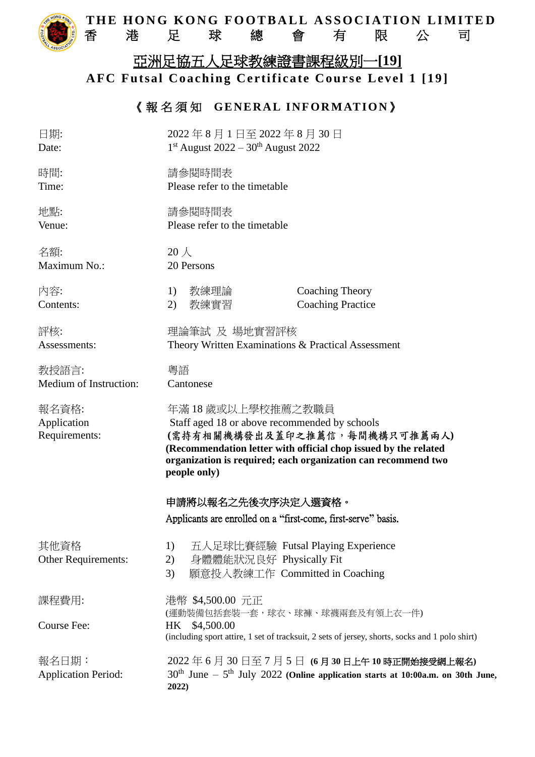# THE HONG KONG FOOTBALL ASSOCIATION LIMITED
# 香 港 足 球 總 會 有 限 公 司

## 亞洲足協五人足球教練證書課程級別一[19]
## AFC Futsal Coaching Certificate Course Level 1 [19]

### 《報名須知 GENERAL INFORMATION》

| | |
|---|---|
| 日期:<br>Date: | 2022 年 8 月 1 日至 2022 年 8 月 30 日<br>1st August 2022 – 30th August 2022 |
| 時間:<br>Time: | 請參閱時間表<br>Please refer to the timetable |
| 地點:<br>Venue: | 請參閱時間表<br>Please refer to the timetable |
| 名額:<br>Maximum No.: | 20 人<br>20 Persons |
| 內容:<br>Contents: | 1) 教練理論 Coaching Theory<br>2) 教練實習 Coaching Practice |
| 評核:<br>Assessments: | 理論筆試 及 場地實習評核<br>Theory Written Examinations & Practical Assessment |
| 教授語言:<br>Medium of Instruction: | 粵語<br>Cantonese |
| 報名資格:<br>Application Requirements: | 年滿 18 歲或以上學校推薦之教職員<br>Staff aged 18 or above recommended by schools<br>**(需持有相關機構發出及蓋印之推薦信，每間機構只可推薦兩人)**<br>**(Recommendation letter with official chop issued by the related organization is required; each organization can recommend two people only)**<br><br>**申請將以報名之先後次序決定入選資格。**<br>Applicants are enrolled on a "first-come, first-serve" basis. |
| 其他資格<br>Other Requirements: | 1) 五人足球比賽經驗 Futsal Playing Experience<br>2) 身體體能狀況良好 Physically Fit<br>3) 願意投入教練工作 Committed in Coaching |
| 課程費用:<br>Course Fee: | 港幣 $4,500.00 元正<br>(運動裝備包括套裝一套，球衣、球褲、球襪兩套及有領上衣一件)<br>HK $4,500.00<br>(including sport attire, 1 set of tracksuit, 2 sets of jersey, shorts, socks and 1 polo shirt) |
| 報名日期：<br>Application Period: | 2022 年 6 月 30 日至 7 月 5 日 **(6 月 30 日上午 10 時正開始接受網上報名)**<br>30th June – 5th July 2022 **(Online application starts at 10:00a.m. on 30th June, 2022)** |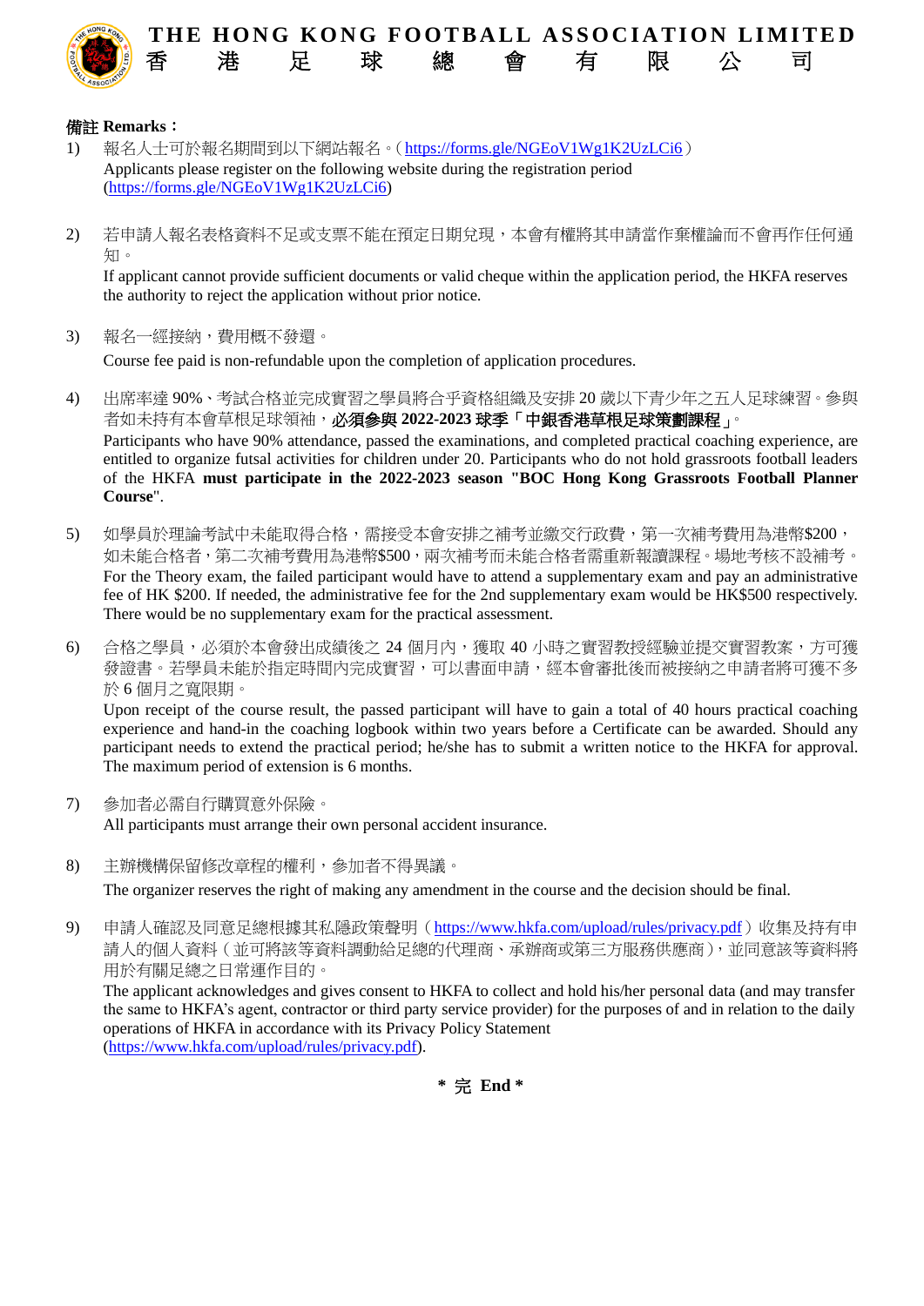**備註 Remarks：**

1) 報名人士可於報名期間到以下網站報名。（https://forms.gle/NGEoV1Wg1K2UzLCi6）
   Applicants please register on the following website during the registration period (https://forms.gle/NGEoV1Wg1K2UzLCi6)

2) 若申請人報名表格資料不足或支票不能在預定日期兌現，本會有權將其申請當作棄權論而不會再作任何通知。
   If applicant cannot provide sufficient documents or valid cheque within the application period, the HKFA reserves the authority to reject the application without prior notice.

3) 報名一經接納，費用概不發還。
   Course fee paid is non-refundable upon the completion of application procedures.

4) 出席率達 90%、考試合格並完成實習之學員將合乎資格組織及安排 20 歲以下青少年之五人足球練習。參與者如未持有本會草根足球領袖，**必須參與 2022-2023 球季「中銀香港草根足球策劃課程」**。
   Participants who have 90% attendance, passed the examinations, and completed practical coaching experience, are entitled to organize futsal activities for children under 20. Participants who do not hold grassroots football leaders of the HKFA **must participate in the 2022-2023 season "BOC Hong Kong Grassroots Football Planner Course**".

5) 如學員於理論考試中未能取得合格，需接受本會安排之補考並繳交行政費，第一次補考費用為港幣$200，如未能合格者，第二次補考費用為港幣$500，兩次補考而未能合格者需重新報讀課程。場地考核不設補考。
   For the Theory exam, the failed participant would have to attend a supplementary exam and pay an administrative fee of HK $200. If needed, the administrative fee for the 2nd supplementary exam would be HK$500 respectively. There would be no supplementary exam for the practical assessment.

6) 合格之學員，必須於本會發出成績後之 24 個月內，獲取 40 小時之實習教授經驗並提交實習教案，方可獲發證書。若學員未能於指定時間內完成實習，可以書面申請，經本會審批後而被接納之申請者將可獲不多於 6 個月之寬限期。
   Upon receipt of the course result, the passed participant will have to gain a total of 40 hours practical coaching experience and hand-in the coaching logbook within two years before a Certificate can be awarded. Should any participant needs to extend the practical period; he/she has to submit a written notice to the HKFA for approval. The maximum period of extension is 6 months.

7) 參加者必需自行購買意外保險。
   All participants must arrange their own personal accident insurance.

8) 主辦機構保留修改章程的權利，參加者不得異議。
   The organizer reserves the right of making any amendment in the course and the decision should be final.

9) 申請人確認及同意足總根據其私隱政策聲明（https://www.hkfa.com/upload/rules/privacy.pdf）收集及持有申請人的個人資料（並可將該等資料調動給足總的代理商、承辦商或第三方服務供應商），並同意該等資料將用於有關足總之日常運作目的。
   The applicant acknowledges and gives consent to HKFA to collect and hold his/her personal data (and may transfer the same to HKFA's agent, contractor or third party service provider) for the purposes of and in relation to the daily operations of HKFA in accordance with its Privacy Policy Statement (https://www.hkfa.com/upload/rules/privacy.pdf).

**\* 完 End \***